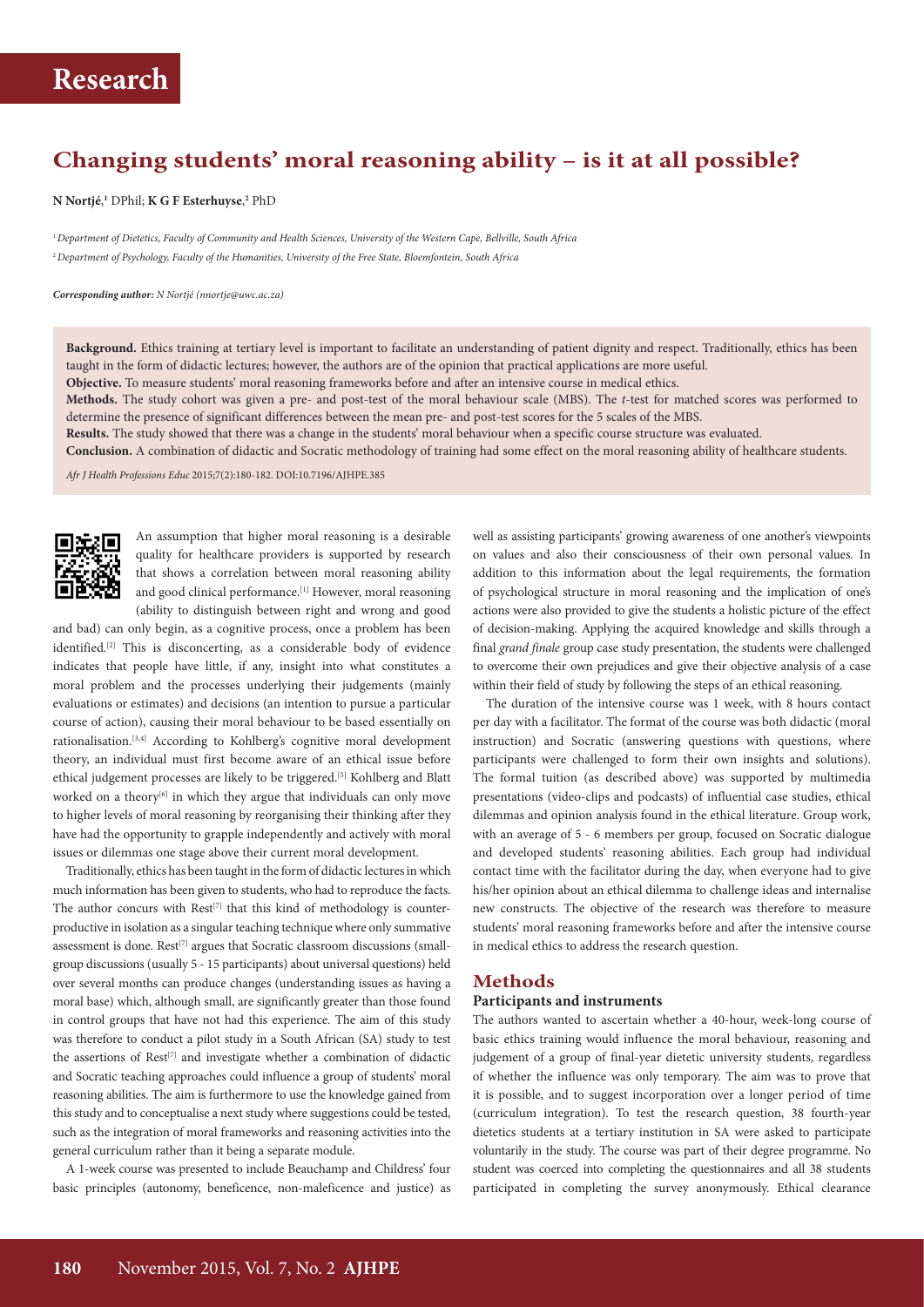# Research

## Changing students' moral reasoning ability – is it at all possible?

**N Nortjé,**[1] DPhil; **K G F Esterhuyse,**[2] PhD

[1] *Department of Dietetics, Faculty of Community and Health Sciences, University of the Western Cape, Bellville, South Africa*
[2] *Department of Psychology, Faculty of the Humanities, University of the Free State, Bloemfontein, South Africa*

***Corresponding author:*** *N Nortjé (nnortje@uwc.ac.za)*

**Background.** Ethics training at tertiary level is important to facilitate an understanding of patient dignity and respect. Traditionally, ethics has been taught in the form of didactic lectures; however, the authors are of the opinion that practical applications are more useful.

**Objective.** To measure students' moral reasoning frameworks before and after an intensive course in medical ethics.

**Methods.** The study cohort was given a pre- and post-test of the moral behaviour scale (MBS). The *t*-test for matched scores was performed to determine the presence of significant differences between the mean pre- and post-test scores for the 5 scales of the MBS.

**Results.** The study showed that there was a change in the students' moral behaviour when a specific course structure was evaluated.

**Conclusion.** A combination of didactic and Socratic methodology of training had some effect on the moral reasoning ability of healthcare students.

*Afr J Health Professions Educ* 2015;7(2):180-182. DOI:10.7196/AJHPE.385

An assumption that higher moral reasoning is a desirable quality for healthcare providers is supported by research that shows a correlation between moral reasoning ability and good clinical performance.[1] However, moral reasoning (ability to distinguish between right and wrong and good and bad) can only begin, as a cognitive process, once a problem has been identified.[2] This is disconcerting, as a considerable body of evidence indicates that people have little, if any, insight into what constitutes a moral problem and the processes underlying their judgements (mainly evaluations or estimates) and decisions (an intention to pursue a particular course of action), causing their moral behaviour to be based essentially on rationalisation.[3,4] According to Kohlberg's cognitive moral development theory, an individual must first become aware of an ethical issue before ethical judgement processes are likely to be triggered.[5] Kohlberg and Blatt worked on a theory[6] in which they argue that individuals can only move to higher levels of moral reasoning by reorganising their thinking after they have had the opportunity to grapple independently and actively with moral issues or dilemmas one stage above their current moral development.

Traditionally, ethics has been taught in the form of didactic lectures in which much information has been given to students, who had to reproduce the facts. The author concurs with Rest[7] that this kind of methodology is counterproductive in isolation as a singular teaching technique where only summative assessment is done. Rest[7] argues that Socratic classroom discussions (small-group discussions (usually 5 - 15 participants) about universal questions) held over several months can produce changes (understanding issues as having a moral base) which, although small, are significantly greater than those found in control groups that have not had this experience. The aim of this study was therefore to conduct a pilot study in a South African (SA) study to test the assertions of Rest[7] and investigate whether a combination of didactic and Socratic teaching approaches could influence a group of students' moral reasoning abilities. The aim is furthermore to use the knowledge gained from this study and to conceptualise a next study where suggestions could be tested, such as the integration of moral frameworks and reasoning activities into the general curriculum rather than it being a separate module.

A 1-week course was presented to include Beauchamp and Childress' four basic principles (autonomy, beneficence, non-maleficence and justice) as well as assisting participants' growing awareness of one another's viewpoints on values and also their consciousness of their own personal values. In addition to this information about the legal requirements, the formation of psychological structure in moral reasoning and the implication of one's actions were also provided to give the students a holistic picture of the effect of decision-making. Applying the acquired knowledge and skills through a final *grand finale* group case study presentation, the students were challenged to overcome their own prejudices and give their objective analysis of a case within their field of study by following the steps of an ethical reasoning.

The duration of the intensive course was 1 week, with 8 hours contact per day with a facilitator. The format of the course was both didactic (moral instruction) and Socratic (answering questions with questions, where participants were challenged to form their own insights and solutions). The formal tuition (as described above) was supported by multimedia presentations (video-clips and podcasts) of influential case studies, ethical dilemmas and opinion analysis found in the ethical literature. Group work, with an average of 5 - 6 members per group, focused on Socratic dialogue and developed students' reasoning abilities. Each group had individual contact time with the facilitator during the day, when everyone had to give his/her opinion about an ethical dilemma to challenge ideas and internalise new constructs. The objective of the research was therefore to measure students' moral reasoning frameworks before and after the intensive course in medical ethics to address the research question.

## Methods

### Participants and instruments

The authors wanted to ascertain whether a 40-hour, week-long course of basic ethics training would influence the moral behaviour, reasoning and judgement of a group of final-year dietetic university students, regardless of whether the influence was only temporary. The aim was to prove that it is possible, and to suggest incorporation over a longer period of time (curriculum integration). To test the research question, 38 fourth-year dietetics students at a tertiary institution in SA were asked to participate voluntarily in the study. The course was part of their degree programme. No student was coerced into completing the questionnaires and all 38 students participated in completing the survey anonymously. Ethical clearance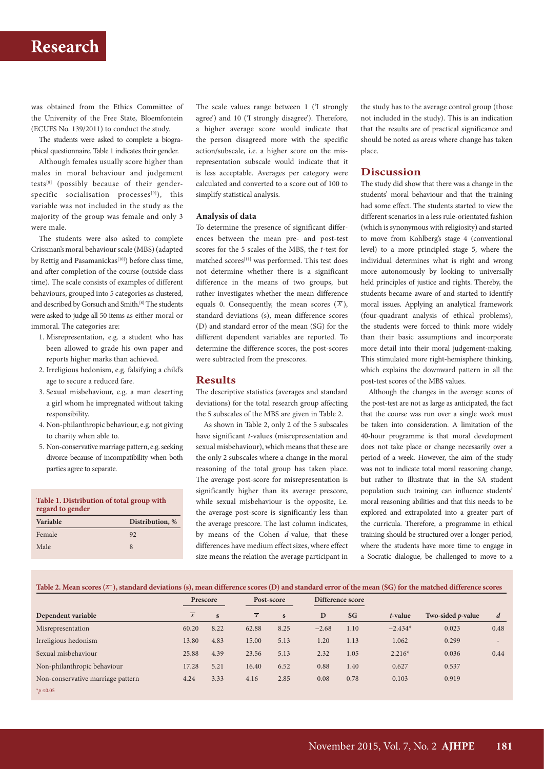was obtained from the Ethics Committee of the University of the Free State, Bloemfontein (ECUFS No. 139/2011) to conduct the study.

The students were asked to complete a biographical questionnaire. Table 1 indicates their gender.

Although females usually score higher than males in moral behaviour and judgement tests[8] (possibly because of their gender-specific socialisation processes[9]), this variable was not included in the study as the majority of the group was female and only 3 were male.

The students were also asked to complete Crissman's moral behaviour scale (MBS) (adapted by Rettig and Pasamanickas[10]) before class time, and after completion of the course (outside class time). The scale consists of examples of different behaviours, grouped into 5 categories as clustered, and described by Gorsuch and Smith.[8] The students were asked to judge all 50 items as either moral or immoral. The categories are:

1. Misrepresentation, e.g. a student who has been allowed to grade his own paper and reports higher marks than achieved.
2. Irreligious hedonism, e.g. falsifying a child's age to secure a reduced fare.
3. Sexual misbehaviour, e.g. a man deserting a girl whom he impregnated without taking responsibility.
4. Non-philanthropic behaviour, e.g. not giving to charity when able to.
5. Non-conservative marriage pattern, e.g. seeking divorce because of incompatibility when both parties agree to separate.

**Table 1. Distribution of total group with regard to gender**

| Variable | Distribution, % |
|---|---|
| Female | 92 |
| Male | 8 |

The scale values range between 1 ('I strongly agree') and 10 ('I strongly disagree'). Therefore, a higher average score would indicate that the person disagreed more with the specific action/subscale, i.e. a higher score on the misrepresentation subscale would indicate that it is less acceptable. Averages per category were calculated and converted to a score out of 100 to simplify statistical analysis.

### Analysis of data

To determine the presence of significant differences between the mean pre- and post-test scores for the 5 scales of the MBS, the *t*-test for matched scores[11] was performed. This test does not determine whether there is a significant difference in the means of two groups, but rather investigates whether the mean difference equals 0. Consequently, the mean scores ($\overline{x}$), standard deviations (s), mean difference scores (D) and standard error of the mean (SG) for the different dependent variables are reported. To determine the difference scores, the post-scores were subtracted from the prescores.

## Results

The descriptive statistics (averages and standard deviations) for the total research group affecting the 5 subscales of the MBS are given in Table 2.

As shown in Table 2, only 2 of the 5 subscales have significant *t*-values (misrepresentation and sexual misbehaviour), which means that these are the only 2 subscales where a change in the moral reasoning of the total group has taken place. The average post-score for misrepresentation is significantly higher than its average prescore, while sexual misbehaviour is the opposite, i.e. the average post-score is significantly less than the average prescore. The last column indicates, by means of the Cohen *d*-value, that these differences have medium effect sizes, where effect size means the relation the average participant in the study has to the average control group (those not included in the study). This is an indication that the results are of practical significance and should be noted as areas where change has taken place.

## Discussion

The study did show that there was a change in the students' moral behaviour and that the training had some effect. The students started to view the different scenarios in a less rule-orientated fashion (which is synonymous with religiosity) and started to move from Kohlberg's stage 4 (conventional level) to a more principled stage 5, where the individual determines what is right and wrong more autonomously by looking to universally held principles of justice and rights. Thereby, the students became aware of and started to identify moral issues. Applying an analytical framework (four-quadrant analysis of ethical problems), the students were forced to think more widely than their basic assumptions and incorporate more detail into their moral judgement-making. This stimulated more right-hemisphere thinking, which explains the downward pattern in all the post-test scores of the MBS values.

Although the changes in the average scores of the post-test are not as large as anticipated, the fact that the course was run over a single week must be taken into consideration. A limitation of the 40-hour programme is that moral development does not take place or change necessarily over a period of a week. However, the aim of the study was not to indicate total moral reasoning change, but rather to illustrate that in the SA student population such training can influence students' moral reasoning abilities and that this needs to be explored and extrapolated into a greater part of the curricula. Therefore, a programme in ethical training should be structured over a longer period, where the students have more time to engage in a Socratic dialogue, be challenged to move to a

**Table 2. Mean scores ($\overline{x}$), standard deviations (s), mean difference scores (D) and standard error of the mean (SG) for the matched difference scores**

| | Prescore | | Post-score | | Difference score | | | | |
|---|---|---|---|---|---|---|---|---|---|
| Dependent variable | $\overline{x}$ | s | $\overline{x}$ | s | D | SG | *t*-value | Two-sided *p*-value | *d* |
| Misrepresentation | 60.20 | 8.22 | 62.88 | 8.25 | −2.68 | 1.10 | −2.434* | 0.023 | 0.48 |
| Irreligious hedonism | 13.80 | 4.83 | 15.00 | 5.13 | 1.20 | 1.13 | 1.062 | 0.299 | - |
| Sexual misbehaviour | 25.88 | 4.39 | 23.56 | 5.13 | 2.32 | 1.05 | 2.216* | 0.036 | 0.44 |
| Non-philanthropic behaviour | 17.28 | 5.21 | 16.40 | 6.52 | 0.88 | 1.40 | 0.627 | 0.537 | |
| Non-conservative marriage pattern | 4.24 | 3.33 | 4.16 | 2.85 | 0.08 | 0.78 | 0.103 | 0.919 | |

*$p \leq 0.05$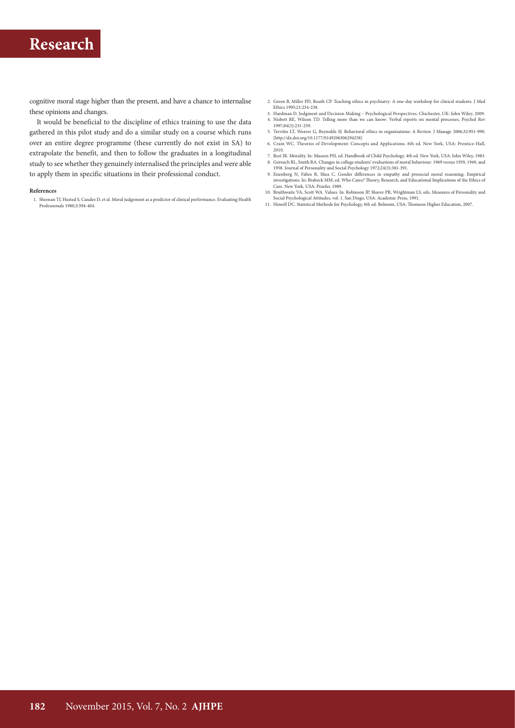cognitive moral stage higher than the present, and have a chance to internalise these opinions and changes.

It would be beneficial to the discipline of ethics training to use the data gathered in this pilot study and do a similar study on a course which runs over an entire degree programme (these currently do not exist in SA) to extrapolate the benefit, and then to follow the graduates in a longitudinal study to see whether they genuinely internalised the principles and were able to apply them in specific situations in their professional conduct.

#### References

1. Sheenan TJ, Husted S, Candee D, et al. Moral judgement as a predictor of clinical performance. Evaluating Health Professionals 1980;3:394-404.
2. Green B, Miller PD, Routh CP. Teaching ethics in psychiatry: A one-day workshop for clinical students. J Med Ethics 1995;21:234-238.
3. Hardman D. Judgment and Decision Making – Psychological Perspectives. Chichester, UK: John Wiley, 2009.
4. Nisbett RE, Wilson TD. Telling more than we can know: Verbal reports on mental processes. Psychol Rev 1997;84(3):231-259.
5. Treviño LT, Weaver G, Reynolds SJ. Behavioral ethics in organisations: A Review. J Manage 2006;32:951-990. [http://dx.doi.org/10.1177/0149206306294258]
6. Crain WC. Theories of Development: Concepts and Applications. 6th ed. New York, USA: Prentice-Hall, 2010.
7. Rest JR. Morality. In: Mussen PH, ed. Handbook of Child Psychology. 4th ed. New York, USA: John Wiley, 1983.
8. Gorsuch RL, Smith RA. Changes in college students' evaluations of moral behaviour: 1969 versus 1939, 1949, and 1958. Journal of Personality and Social Psychology 1972;24(3):381-391.
9. Eisenberg N, Fabes R, Shea C. Gender differences in empathy and prosocial moral reasoning: Empirical investigations. In: Brabeck MM, ed. Who Cares? Theory, Research, and Educational Implications of the Ethics of Care. New York, USA: Praefer, 1989.
10. Braithwaite VA, Scott WA. Values. In: Robinson JP, Shaver PR, Wrightman LS, eds. Measures of Personality and Social Psychological Attitudes, vol. 1. San Diego, USA: Academic Press, 1991.
11. Howell DC. Statistical Methods for Psychology, 6th ed. Belmont, USA: Thomson Higher Education, 2007.